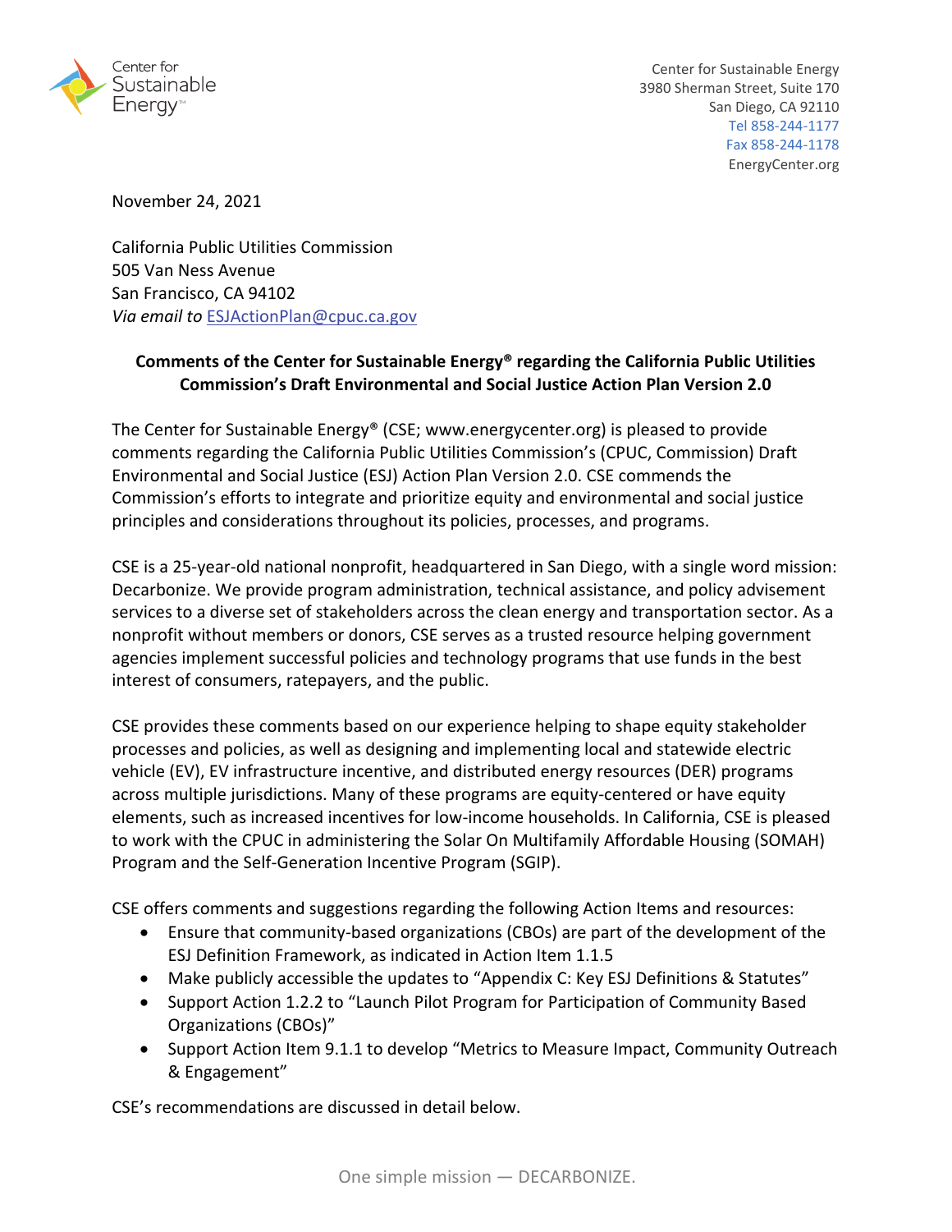Center for Sustainable Energy
3980 Sherman Street, Suite 170
San Diego, CA 92110
Tel 858-244-1177
Fax 858-244-1178
EnergyCenter.org

November 24, 2021

California Public Utilities Commission
505 Van Ness Avenue
San Francisco, CA 94102
*Via email to* ESJActionPlan@cpuc.ca.gov

**Comments of the Center for Sustainable Energy® regarding the California Public Utilities Commission's Draft Environmental and Social Justice Action Plan Version 2.0**

The Center for Sustainable Energy® (CSE; www.energycenter.org) is pleased to provide comments regarding the California Public Utilities Commission's (CPUC, Commission) Draft Environmental and Social Justice (ESJ) Action Plan Version 2.0. CSE commends the Commission's efforts to integrate and prioritize equity and environmental and social justice principles and considerations throughout its policies, processes, and programs.

CSE is a 25-year-old national nonprofit, headquartered in San Diego, with a single word mission: Decarbonize. We provide program administration, technical assistance, and policy advisement services to a diverse set of stakeholders across the clean energy and transportation sector. As a nonprofit without members or donors, CSE serves as a trusted resource helping government agencies implement successful policies and technology programs that use funds in the best interest of consumers, ratepayers, and the public.

CSE provides these comments based on our experience helping to shape equity stakeholder processes and policies, as well as designing and implementing local and statewide electric vehicle (EV), EV infrastructure incentive, and distributed energy resources (DER) programs across multiple jurisdictions. Many of these programs are equity-centered or have equity elements, such as increased incentives for low-income households. In California, CSE is pleased to work with the CPUC in administering the Solar On Multifamily Affordable Housing (SOMAH) Program and the Self-Generation Incentive Program (SGIP).

CSE offers comments and suggestions regarding the following Action Items and resources:

- Ensure that community-based organizations (CBOs) are part of the development of the ESJ Definition Framework, as indicated in Action Item 1.1.5
- Make publicly accessible the updates to "Appendix C: Key ESJ Definitions & Statutes"
- Support Action 1.2.2 to "Launch Pilot Program for Participation of Community Based Organizations (CBOs)"
- Support Action Item 9.1.1 to develop "Metrics to Measure Impact, Community Outreach & Engagement"

CSE's recommendations are discussed in detail below.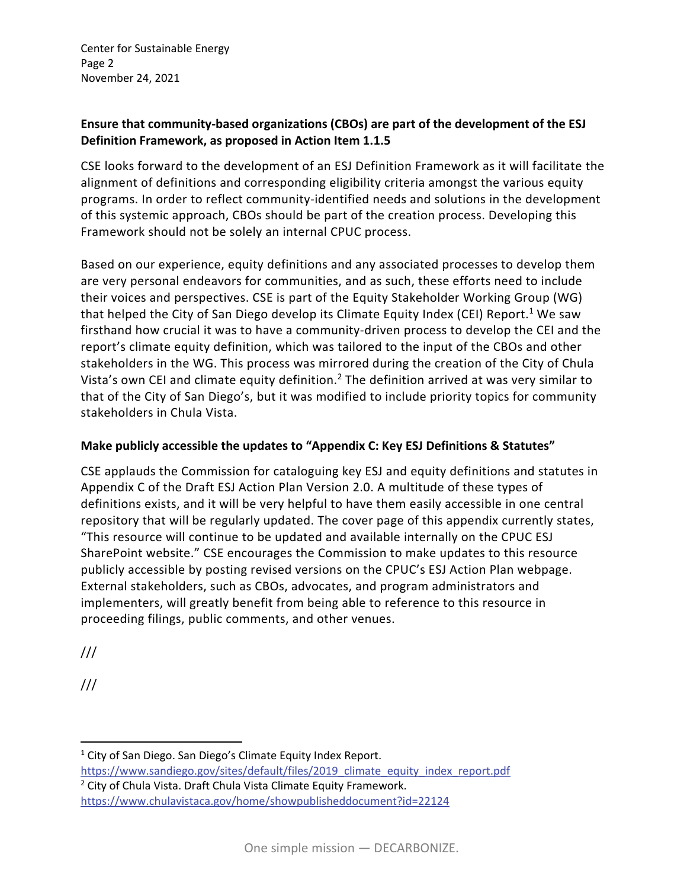**Ensure that community-based organizations (CBOs) are part of the development of the ESJ Definition Framework, as proposed in Action Item 1.1.5**

CSE looks forward to the development of an ESJ Definition Framework as it will facilitate the alignment of definitions and corresponding eligibility criteria amongst the various equity programs. In order to reflect community-identified needs and solutions in the development of this systemic approach, CBOs should be part of the creation process. Developing this Framework should not be solely an internal CPUC process.

Based on our experience, equity definitions and any associated processes to develop them are very personal endeavors for communities, and as such, these efforts need to include their voices and perspectives. CSE is part of the Equity Stakeholder Working Group (WG) that helped the City of San Diego develop its Climate Equity Index (CEI) Report.[1] We saw firsthand how crucial it was to have a community-driven process to develop the CEI and the report's climate equity definition, which was tailored to the input of the CBOs and other stakeholders in the WG. This process was mirrored during the creation of the City of Chula Vista's own CEI and climate equity definition.[2] The definition arrived at was very similar to that of the City of San Diego's, but it was modified to include priority topics for community stakeholders in Chula Vista.

**Make publicly accessible the updates to "Appendix C: Key ESJ Definitions & Statutes"**

CSE applauds the Commission for cataloguing key ESJ and equity definitions and statutes in Appendix C of the Draft ESJ Action Plan Version 2.0. A multitude of these types of definitions exists, and it will be very helpful to have them easily accessible in one central repository that will be regularly updated. The cover page of this appendix currently states, "This resource will continue to be updated and available internally on the CPUC ESJ SharePoint website." CSE encourages the Commission to make updates to this resource publicly accessible by posting revised versions on the CPUC's ESJ Action Plan webpage. External stakeholders, such as CBOs, advocates, and program administrators and implementers, will greatly benefit from being able to reference to this resource in proceeding filings, public comments, and other venues.

///

///

---

[1] City of San Diego. San Diego's Climate Equity Index Report. https://www.sandiego.gov/sites/default/files/2019_climate_equity_index_report.pdf

[2] City of Chula Vista. Draft Chula Vista Climate Equity Framework. https://www.chulavistaca.gov/home/showpublisheddocument?id=22124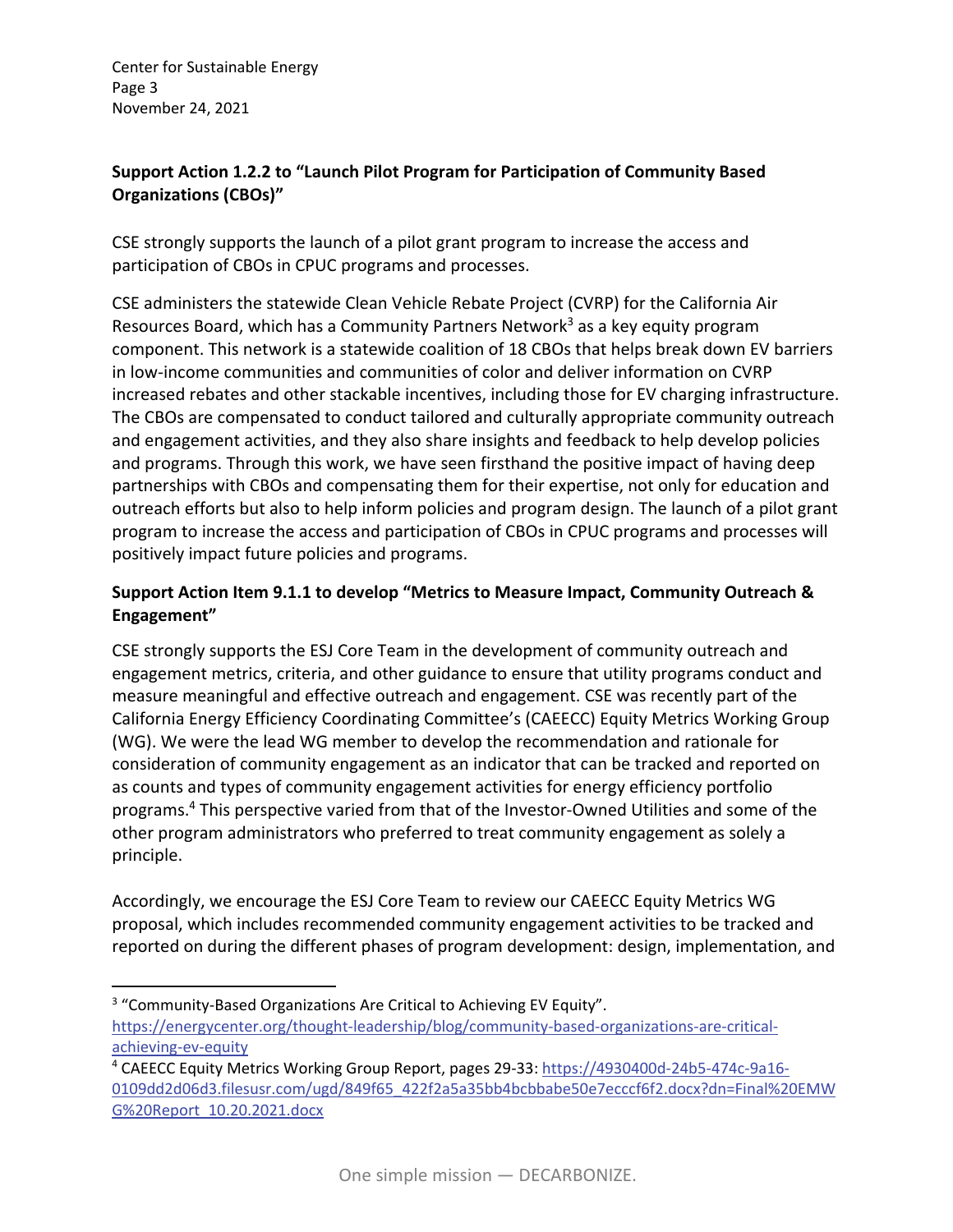**Support Action 1.2.2 to "Launch Pilot Program for Participation of Community Based Organizations (CBOs)"**

CSE strongly supports the launch of a pilot grant program to increase the access and participation of CBOs in CPUC programs and processes.

CSE administers the statewide Clean Vehicle Rebate Project (CVRP) for the California Air Resources Board, which has a Community Partners Network[3] as a key equity program component. This network is a statewide coalition of 18 CBOs that helps break down EV barriers in low-income communities and communities of color and deliver information on CVRP increased rebates and other stackable incentives, including those for EV charging infrastructure. The CBOs are compensated to conduct tailored and culturally appropriate community outreach and engagement activities, and they also share insights and feedback to help develop policies and programs. Through this work, we have seen firsthand the positive impact of having deep partnerships with CBOs and compensating them for their expertise, not only for education and outreach efforts but also to help inform policies and program design. The launch of a pilot grant program to increase the access and participation of CBOs in CPUC programs and processes will positively impact future policies and programs.

**Support Action Item 9.1.1 to develop "Metrics to Measure Impact, Community Outreach & Engagement"**

CSE strongly supports the ESJ Core Team in the development of community outreach and engagement metrics, criteria, and other guidance to ensure that utility programs conduct and measure meaningful and effective outreach and engagement. CSE was recently part of the California Energy Efficiency Coordinating Committee's (CAEECC) Equity Metrics Working Group (WG). We were the lead WG member to develop the recommendation and rationale for consideration of community engagement as an indicator that can be tracked and reported on as counts and types of community engagement activities for energy efficiency portfolio programs.[4] This perspective varied from that of the Investor-Owned Utilities and some of the other program administrators who preferred to treat community engagement as solely a principle.

Accordingly, we encourage the ESJ Core Team to review our CAEECC Equity Metrics WG proposal, which includes recommended community engagement activities to be tracked and reported on during the different phases of program development: design, implementation, and

---

[3] "Community-Based Organizations Are Critical to Achieving EV Equity". https://energycenter.org/thought-leadership/blog/community-based-organizations-are-critical-achieving-ev-equity

[4] CAEECC Equity Metrics Working Group Report, pages 29-33: https://4930400d-24b5-474c-9a16-0109dd2d06d3.filesusr.com/ugd/849f65_422f2a5a35bb4bcbbabe50e7ecccf6f2.docx?dn=Final%20EMWG%20Report_10.20.2021.docx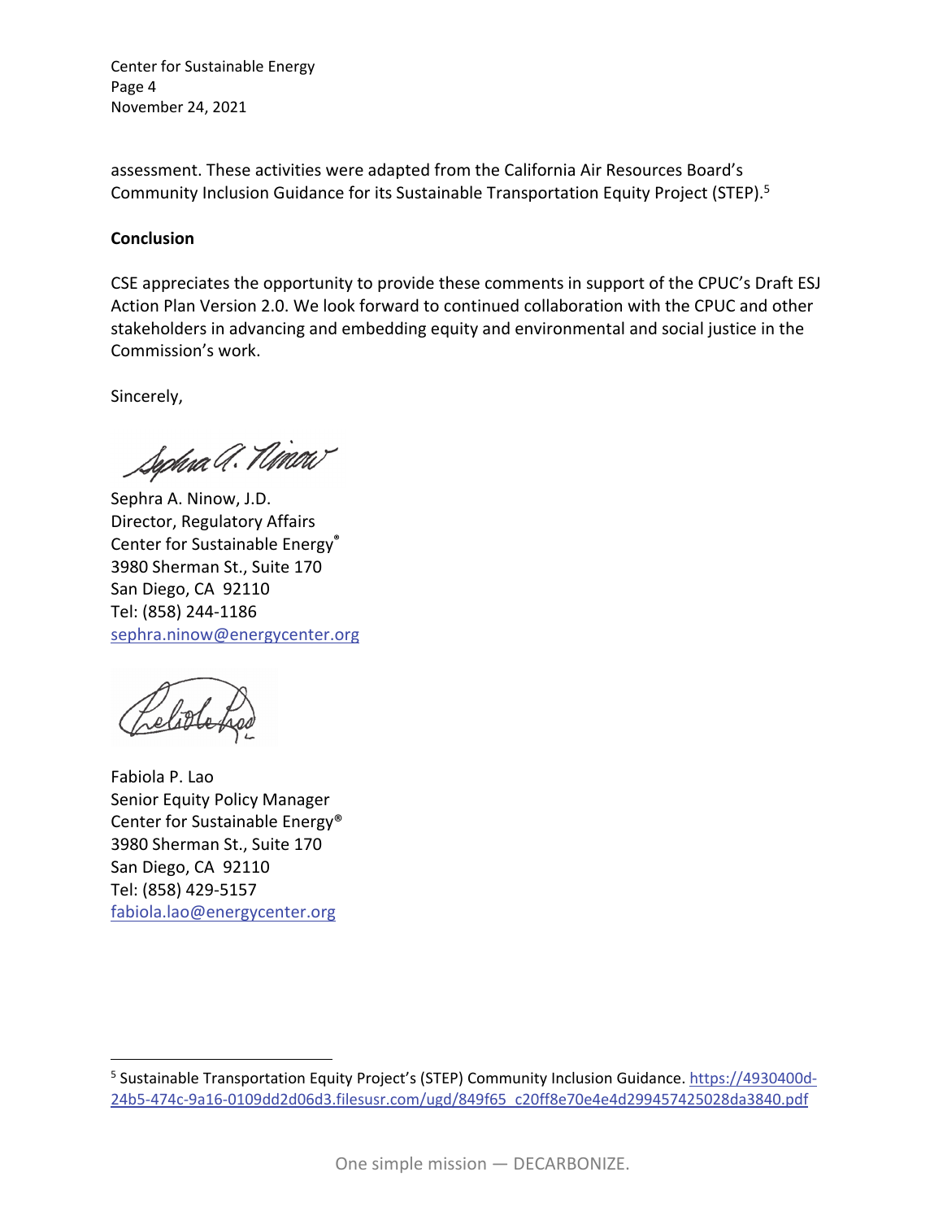assessment. These activities were adapted from the California Air Resources Board's Community Inclusion Guidance for its Sustainable Transportation Equity Project (STEP).[5]

**Conclusion**

CSE appreciates the opportunity to provide these comments in support of the CPUC's Draft ESJ Action Plan Version 2.0. We look forward to continued collaboration with the CPUC and other stakeholders in advancing and embedding equity and environmental and social justice in the Commission's work.

Sincerely,

Sephra A. Ninow, J.D.
Director, Regulatory Affairs
Center for Sustainable Energy®
3980 Sherman St., Suite 170
San Diego, CA 92110
Tel: (858) 244-1186
sephra.ninow@energycenter.org

Fabiola P. Lao
Senior Equity Policy Manager
Center for Sustainable Energy®
3980 Sherman St., Suite 170
San Diego, CA 92110
Tel: (858) 429-5157
fabiola.lao@energycenter.org

---

[5] Sustainable Transportation Equity Project's (STEP) Community Inclusion Guidance. https://4930400d-24b5-474c-9a16-0109dd2d06d3.filesusr.com/ugd/849f65_c20ff8e70e4e4d299457425028da3840.pdf

One simple mission — DECARBONIZE.